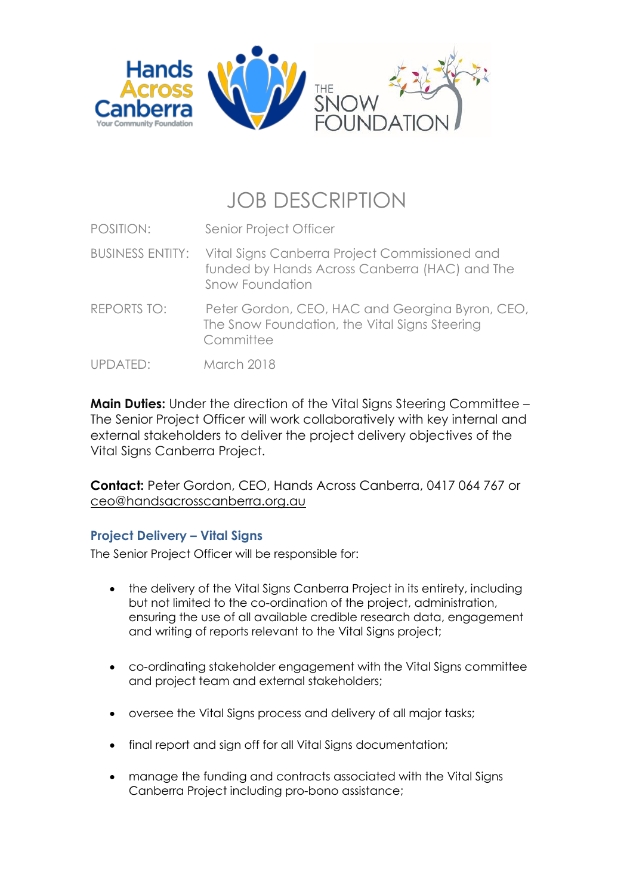# JOB DESCRIPTION

| | |
|---|---|
| POSITION: | Senior Project Officer |
| BUSINESS ENTITY: | Vital Signs Canberra Project Commissioned and funded by Hands Across Canberra (HAC) and The Snow Foundation |
| REPORTS TO: | Peter Gordon, CEO, HAC and Georgina Byron, CEO, The Snow Foundation, the Vital Signs Steering Committee |
| UPDATED: | March 2018 |

**Main Duties:** Under the direction of the Vital Signs Steering Committee – The Senior Project Officer will work collaboratively with key internal and external stakeholders to deliver the project delivery objectives of the Vital Signs Canberra Project.

**Contact:** Peter Gordon, CEO, Hands Across Canberra, 0417 064 767 or ceo@handsacrosscanberra.org.au

### Project Delivery – Vital Signs

The Senior Project Officer will be responsible for:

- the delivery of the Vital Signs Canberra Project in its entirety, including but not limited to the co-ordination of the project, administration, ensuring the use of all available credible research data, engagement and writing of reports relevant to the Vital Signs project;
- co-ordinating stakeholder engagement with the Vital Signs committee and project team and external stakeholders;
- oversee the Vital Signs process and delivery of all major tasks;
- final report and sign off for all Vital Signs documentation;
- manage the funding and contracts associated with the Vital Signs Canberra Project including pro-bono assistance;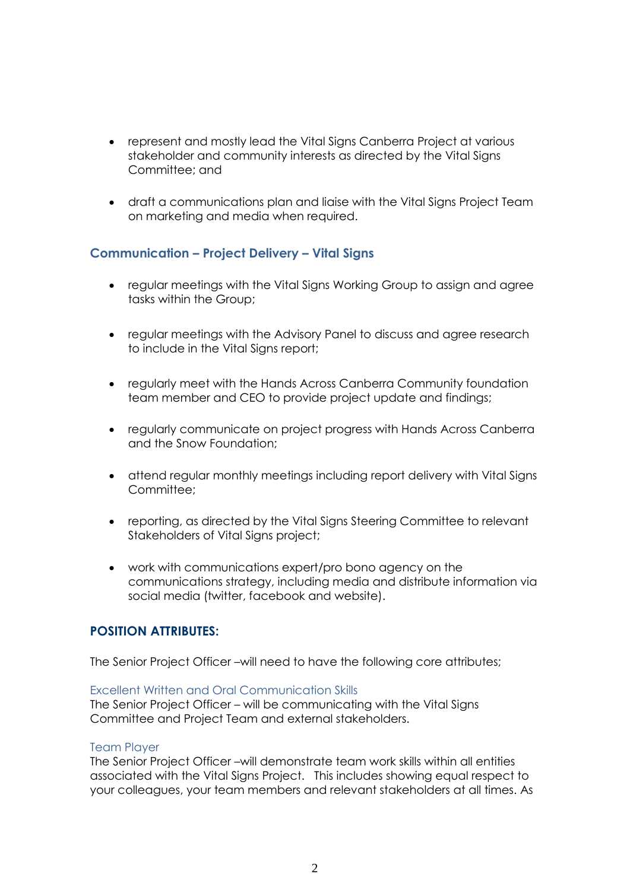- represent and mostly lead the Vital Signs Canberra Project at various stakeholder and community interests as directed by the Vital Signs Committee; and

- draft a communications plan and liaise with the Vital Signs Project Team on marketing and media when required.

### Communication – Project Delivery – Vital Signs

- regular meetings with the Vital Signs Working Group to assign and agree tasks within the Group;

- regular meetings with the Advisory Panel to discuss and agree research to include in the Vital Signs report;

- regularly meet with the Hands Across Canberra Community foundation team member and CEO to provide project update and findings;

- regularly communicate on project progress with Hands Across Canberra and the Snow Foundation;

- attend regular monthly meetings including report delivery with Vital Signs Committee;

- reporting, as directed by the Vital Signs Steering Committee to relevant Stakeholders of Vital Signs project;

- work with communications expert/pro bono agency on the communications strategy, including media and distribute information via social media (twitter, facebook and website).

## POSITION ATTRIBUTES:

The Senior Project Officer –will need to have the following core attributes;

#### Excellent Written and Oral Communication Skills

The Senior Project Officer – will be communicating with the Vital Signs Committee and Project Team and external stakeholders.

#### Team Player

The Senior Project Officer –will demonstrate team work skills within all entities associated with the Vital Signs Project. This includes showing equal respect to your colleagues, your team members and relevant stakeholders at all times. As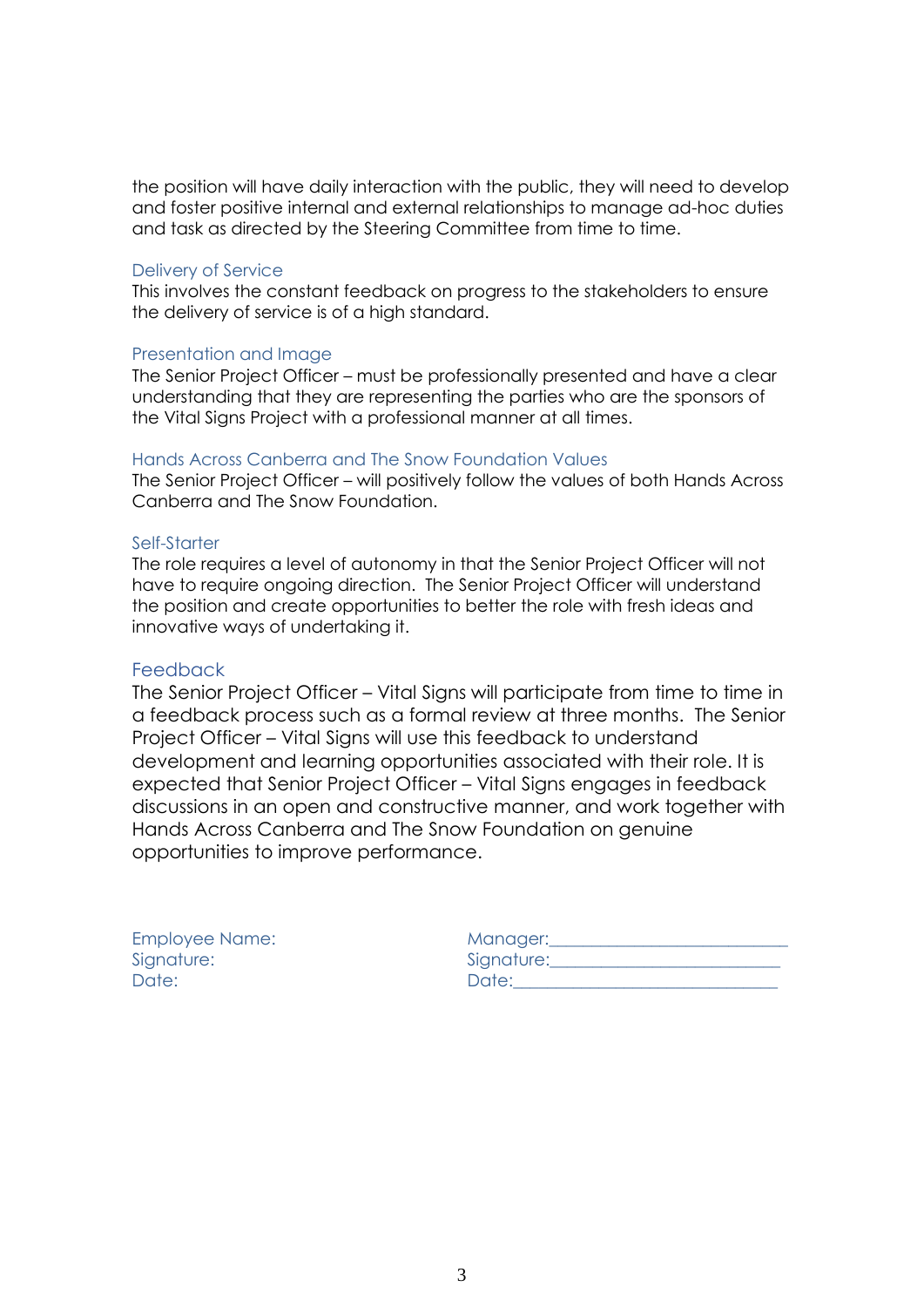the position will have daily interaction with the public, they will need to develop and foster positive internal and external relationships to manage ad-hoc duties and task as directed by the Steering Committee from time to time.

### Delivery of Service

This involves the constant feedback on progress to the stakeholders to ensure the delivery of service is of a high standard.

### Presentation and Image

The Senior Project Officer – must be professionally presented and have a clear understanding that they are representing the parties who are the sponsors of the Vital Signs Project with a professional manner at all times.

### Hands Across Canberra and The Snow Foundation Values

The Senior Project Officer – will positively follow the values of both Hands Across Canberra and The Snow Foundation.

### Self-Starter

The role requires a level of autonomy in that the Senior Project Officer will not have to require ongoing direction. The Senior Project Officer will understand the position and create opportunities to better the role with fresh ideas and innovative ways of undertaking it.

### Feedback

The Senior Project Officer – Vital Signs will participate from time to time in a feedback process such as a formal review at three months. The Senior Project Officer – Vital Signs will use this feedback to understand development and learning opportunities associated with their role. It is expected that Senior Project Officer – Vital Signs engages in feedback discussions in an open and constructive manner, and work together with Hands Across Canberra and The Snow Foundation on genuine opportunities to improve performance.

| | |
|---|---|
| Employee Name: | Manager:___________________________ |
| Signature: | Signature:__________________________ |
| Date: | Date:______________________________ |